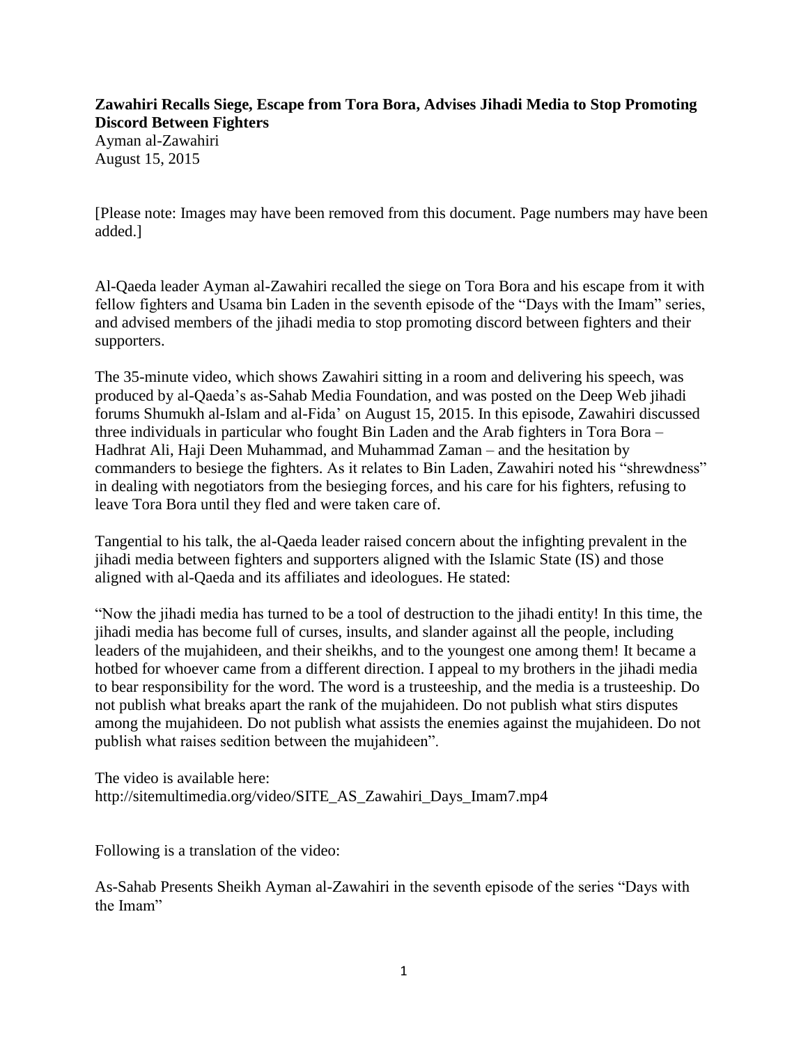**Zawahiri Recalls Siege, Escape from Tora Bora, Advises Jihadi Media to Stop Promoting Discord Between Fighters**
Ayman al-Zawahiri
August 15, 2015

[Please note: Images may have been removed from this document. Page numbers may have been added.]

Al-Qaeda leader Ayman al-Zawahiri recalled the siege on Tora Bora and his escape from it with fellow fighters and Usama bin Laden in the seventh episode of the "Days with the Imam" series, and advised members of the jihadi media to stop promoting discord between fighters and their supporters.

The 35-minute video, which shows Zawahiri sitting in a room and delivering his speech, was produced by al-Qaeda's as-Sahab Media Foundation, and was posted on the Deep Web jihadi forums Shumukh al-Islam and al-Fida' on August 15, 2015. In this episode, Zawahiri discussed three individuals in particular who fought Bin Laden and the Arab fighters in Tora Bora – Hadhrat Ali, Haji Deen Muhammad, and Muhammad Zaman – and the hesitation by commanders to besiege the fighters. As it relates to Bin Laden, Zawahiri noted his "shrewdness" in dealing with negotiators from the besieging forces, and his care for his fighters, refusing to leave Tora Bora until they fled and were taken care of.

Tangential to his talk, the al-Qaeda leader raised concern about the infighting prevalent in the jihadi media between fighters and supporters aligned with the Islamic State (IS) and those aligned with al-Qaeda and its affiliates and ideologues. He stated:

"Now the jihadi media has turned to be a tool of destruction to the jihadi entity! In this time, the jihadi media has become full of curses, insults, and slander against all the people, including leaders of the mujahideen, and their sheikhs, and to the youngest one among them! It became a hotbed for whoever came from a different direction. I appeal to my brothers in the jihadi media to bear responsibility for the word. The word is a trusteeship, and the media is a trusteeship. Do not publish what breaks apart the rank of the mujahideen. Do not publish what stirs disputes among the mujahideen. Do not publish what assists the enemies against the mujahideen. Do not publish what raises sedition between the mujahideen".

The video is available here:
http://sitemultimedia.org/video/SITE_AS_Zawahiri_Days_Imam7.mp4

Following is a translation of the video:

As-Sahab Presents Sheikh Ayman al-Zawahiri in the seventh episode of the series "Days with the Imam"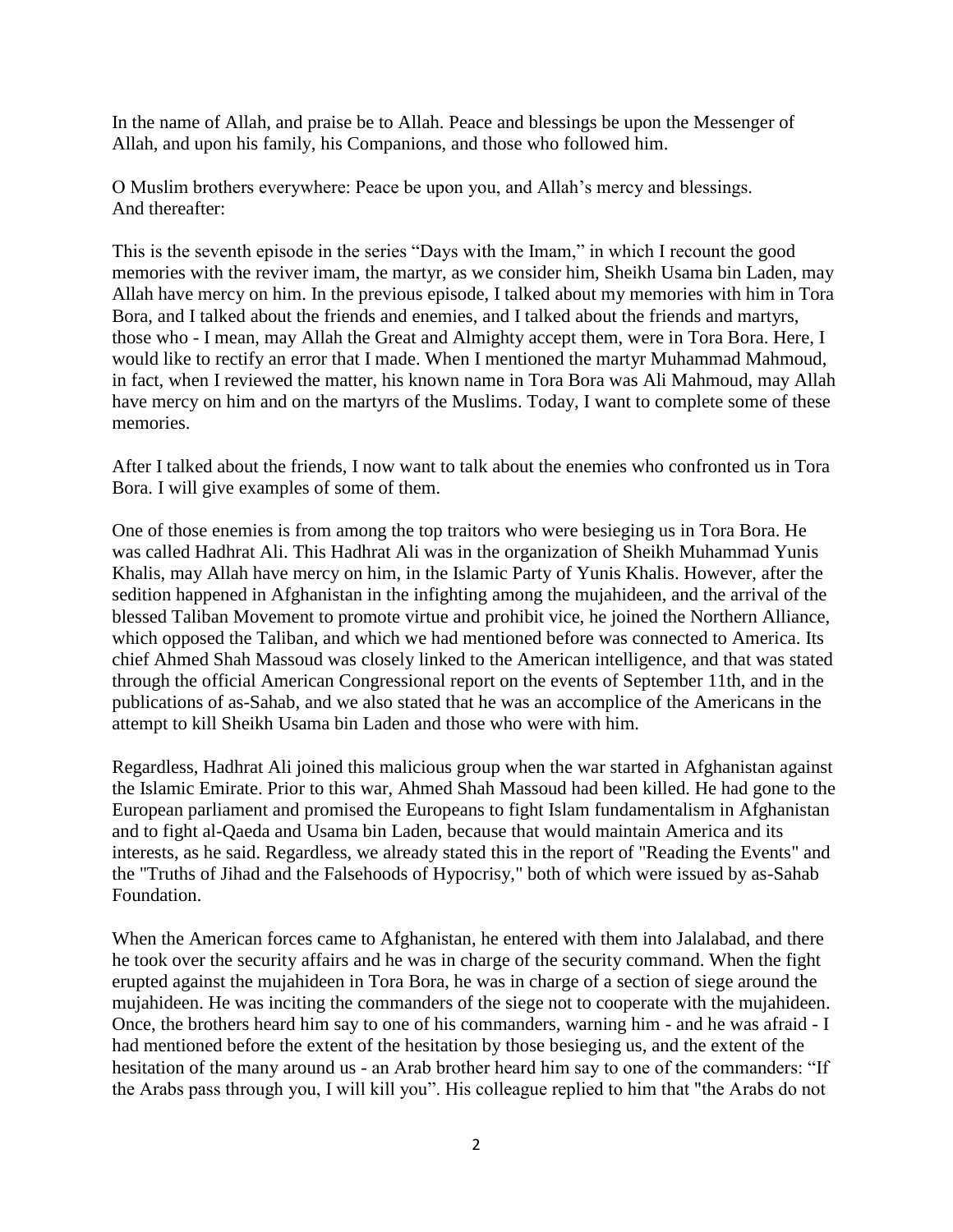In the name of Allah, and praise be to Allah. Peace and blessings be upon the Messenger of Allah, and upon his family, his Companions, and those who followed him.

O Muslim brothers everywhere: Peace be upon you, and Allah's mercy and blessings.
And thereafter:

This is the seventh episode in the series "Days with the Imam," in which I recount the good memories with the reviver imam, the martyr, as we consider him, Sheikh Usama bin Laden, may Allah have mercy on him. In the previous episode, I talked about my memories with him in Tora Bora, and I talked about the friends and enemies, and I talked about the friends and martyrs, those who - I mean, may Allah the Great and Almighty accept them, were in Tora Bora. Here, I would like to rectify an error that I made. When I mentioned the martyr Muhammad Mahmoud, in fact, when I reviewed the matter, his known name in Tora Bora was Ali Mahmoud, may Allah have mercy on him and on the martyrs of the Muslims. Today, I want to complete some of these memories.

After I talked about the friends, I now want to talk about the enemies who confronted us in Tora Bora. I will give examples of some of them.

One of those enemies is from among the top traitors who were besieging us in Tora Bora. He was called Hadhrat Ali. This Hadhrat Ali was in the organization of Sheikh Muhammad Yunis Khalis, may Allah have mercy on him, in the Islamic Party of Yunis Khalis. However, after the sedition happened in Afghanistan in the infighting among the mujahideen, and the arrival of the blessed Taliban Movement to promote virtue and prohibit vice, he joined the Northern Alliance, which opposed the Taliban, and which we had mentioned before was connected to America. Its chief Ahmed Shah Massoud was closely linked to the American intelligence, and that was stated through the official American Congressional report on the events of September 11th, and in the publications of as-Sahab, and we also stated that he was an accomplice of the Americans in the attempt to kill Sheikh Usama bin Laden and those who were with him.

Regardless, Hadhrat Ali joined this malicious group when the war started in Afghanistan against the Islamic Emirate. Prior to this war, Ahmed Shah Massoud had been killed. He had gone to the European parliament and promised the Europeans to fight Islam fundamentalism in Afghanistan and to fight al-Qaeda and Usama bin Laden, because that would maintain America and its interests, as he said. Regardless, we already stated this in the report of "Reading the Events" and the "Truths of Jihad and the Falsehoods of Hypocrisy," both of which were issued by as-Sahab Foundation.

When the American forces came to Afghanistan, he entered with them into Jalalabad, and there he took over the security affairs and he was in charge of the security command. When the fight erupted against the mujahideen in Tora Bora, he was in charge of a section of siege around the mujahideen. He was inciting the commanders of the siege not to cooperate with the mujahideen. Once, the brothers heard him say to one of his commanders, warning him - and he was afraid - I had mentioned before the extent of the hesitation by those besieging us, and the extent of the hesitation of the many around us - an Arab brother heard him say to one of the commanders: "If the Arabs pass through you, I will kill you". His colleague replied to him that "the Arabs do not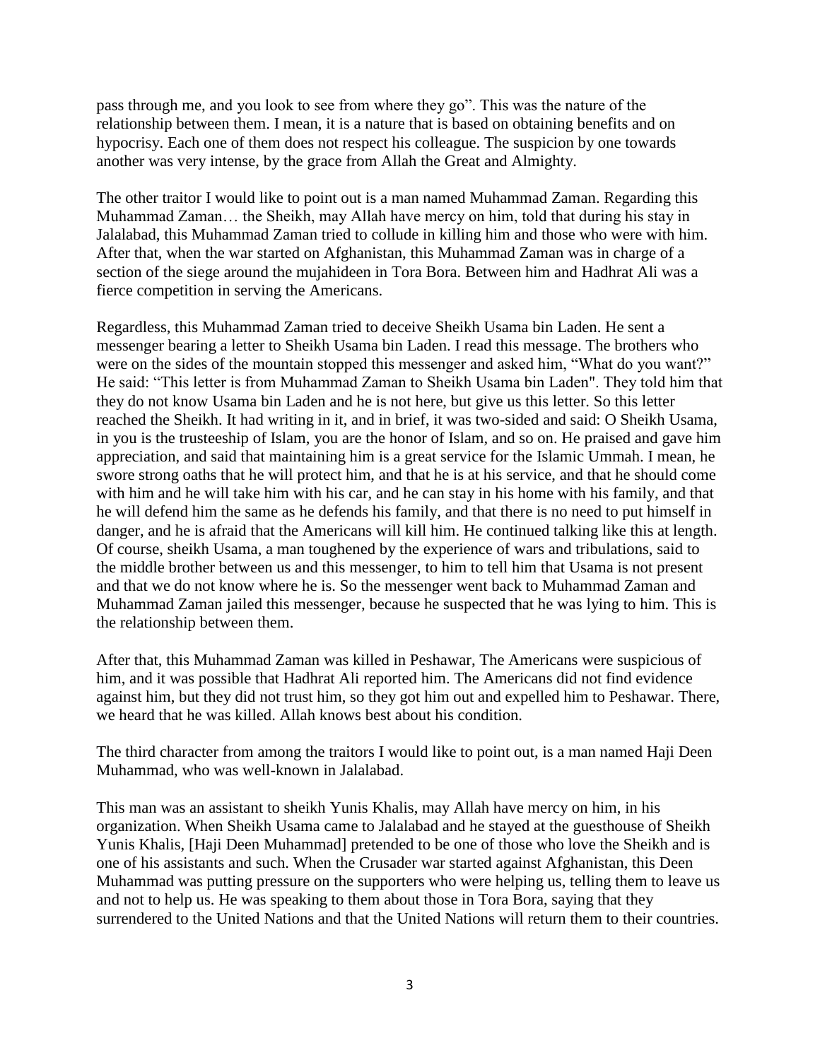pass through me, and you look to see from where they go". This was the nature of the relationship between them. I mean, it is a nature that is based on obtaining benefits and on hypocrisy. Each one of them does not respect his colleague. The suspicion by one towards another was very intense, by the grace from Allah the Great and Almighty.

The other traitor I would like to point out is a man named Muhammad Zaman. Regarding this Muhammad Zaman… the Sheikh, may Allah have mercy on him, told that during his stay in Jalalabad, this Muhammad Zaman tried to collude in killing him and those who were with him. After that, when the war started on Afghanistan, this Muhammad Zaman was in charge of a section of the siege around the mujahideen in Tora Bora. Between him and Hadhrat Ali was a fierce competition in serving the Americans.

Regardless, this Muhammad Zaman tried to deceive Sheikh Usama bin Laden. He sent a messenger bearing a letter to Sheikh Usama bin Laden. I read this message. The brothers who were on the sides of the mountain stopped this messenger and asked him, "What do you want?" He said: "This letter is from Muhammad Zaman to Sheikh Usama bin Laden". They told him that they do not know Usama bin Laden and he is not here, but give us this letter. So this letter reached the Sheikh. It had writing in it, and in brief, it was two-sided and said: O Sheikh Usama, in you is the trusteeship of Islam, you are the honor of Islam, and so on. He praised and gave him appreciation, and said that maintaining him is a great service for the Islamic Ummah. I mean, he swore strong oaths that he will protect him, and that he is at his service, and that he should come with him and he will take him with his car, and he can stay in his home with his family, and that he will defend him the same as he defends his family, and that there is no need to put himself in danger, and he is afraid that the Americans will kill him. He continued talking like this at length. Of course, sheikh Usama, a man toughened by the experience of wars and tribulations, said to the middle brother between us and this messenger, to him to tell him that Usama is not present and that we do not know where he is. So the messenger went back to Muhammad Zaman and Muhammad Zaman jailed this messenger, because he suspected that he was lying to him. This is the relationship between them.

After that, this Muhammad Zaman was killed in Peshawar, The Americans were suspicious of him, and it was possible that Hadhrat Ali reported him. The Americans did not find evidence against him, but they did not trust him, so they got him out and expelled him to Peshawar. There, we heard that he was killed. Allah knows best about his condition.

The third character from among the traitors I would like to point out, is a man named Haji Deen Muhammad, who was well-known in Jalalabad.

This man was an assistant to sheikh Yunis Khalis, may Allah have mercy on him, in his organization. When Sheikh Usama came to Jalalabad and he stayed at the guesthouse of Sheikh Yunis Khalis, [Haji Deen Muhammad] pretended to be one of those who love the Sheikh and is one of his assistants and such. When the Crusader war started against Afghanistan, this Deen Muhammad was putting pressure on the supporters who were helping us, telling them to leave us and not to help us. He was speaking to them about those in Tora Bora, saying that they surrendered to the United Nations and that the United Nations will return them to their countries.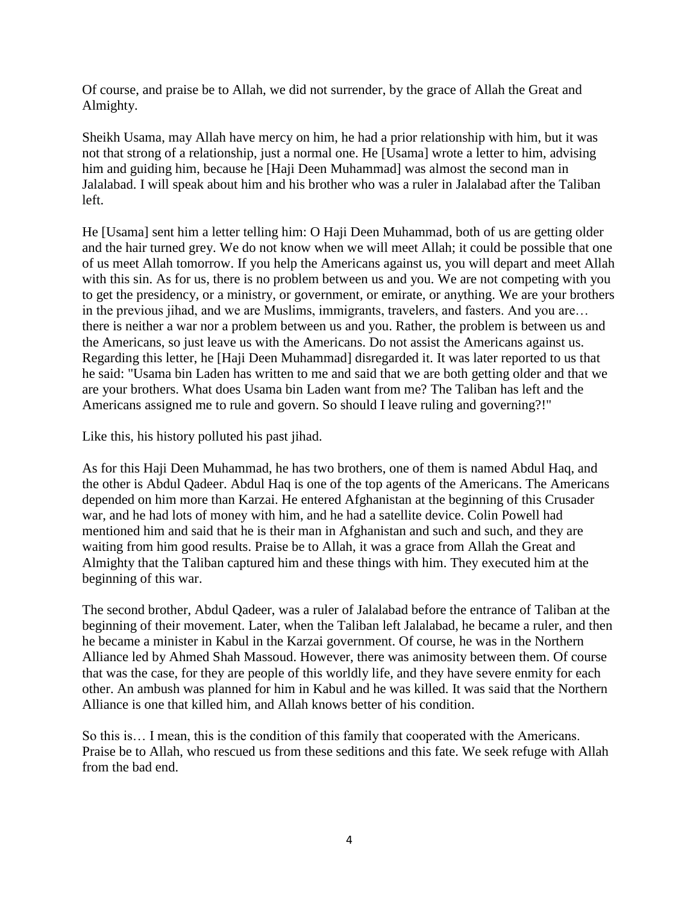Of course, and praise be to Allah, we did not surrender, by the grace of Allah the Great and Almighty.

Sheikh Usama, may Allah have mercy on him, he had a prior relationship with him, but it was not that strong of a relationship, just a normal one. He [Usama] wrote a letter to him, advising him and guiding him, because he [Haji Deen Muhammad] was almost the second man in Jalalabad. I will speak about him and his brother who was a ruler in Jalalabad after the Taliban left.

He [Usama] sent him a letter telling him: O Haji Deen Muhammad, both of us are getting older and the hair turned grey. We do not know when we will meet Allah; it could be possible that one of us meet Allah tomorrow. If you help the Americans against us, you will depart and meet Allah with this sin. As for us, there is no problem between us and you. We are not competing with you to get the presidency, or a ministry, or government, or emirate, or anything. We are your brothers in the previous jihad, and we are Muslims, immigrants, travelers, and fasters. And you are… there is neither a war nor a problem between us and you. Rather, the problem is between us and the Americans, so just leave us with the Americans. Do not assist the Americans against us. Regarding this letter, he [Haji Deen Muhammad] disregarded it. It was later reported to us that he said: "Usama bin Laden has written to me and said that we are both getting older and that we are your brothers. What does Usama bin Laden want from me? The Taliban has left and the Americans assigned me to rule and govern. So should I leave ruling and governing?!"

Like this, his history polluted his past jihad.

As for this Haji Deen Muhammad, he has two brothers, one of them is named Abdul Haq, and the other is Abdul Qadeer. Abdul Haq is one of the top agents of the Americans. The Americans depended on him more than Karzai. He entered Afghanistan at the beginning of this Crusader war, and he had lots of money with him, and he had a satellite device. Colin Powell had mentioned him and said that he is their man in Afghanistan and such and such, and they are waiting from him good results. Praise be to Allah, it was a grace from Allah the Great and Almighty that the Taliban captured him and these things with him. They executed him at the beginning of this war.

The second brother, Abdul Qadeer, was a ruler of Jalalabad before the entrance of Taliban at the beginning of their movement. Later, when the Taliban left Jalalabad, he became a ruler, and then he became a minister in Kabul in the Karzai government. Of course, he was in the Northern Alliance led by Ahmed Shah Massoud. However, there was animosity between them. Of course that was the case, for they are people of this worldly life, and they have severe enmity for each other. An ambush was planned for him in Kabul and he was killed. It was said that the Northern Alliance is one that killed him, and Allah knows better of his condition.

So this is… I mean, this is the condition of this family that cooperated with the Americans. Praise be to Allah, who rescued us from these seditions and this fate. We seek refuge with Allah from the bad end.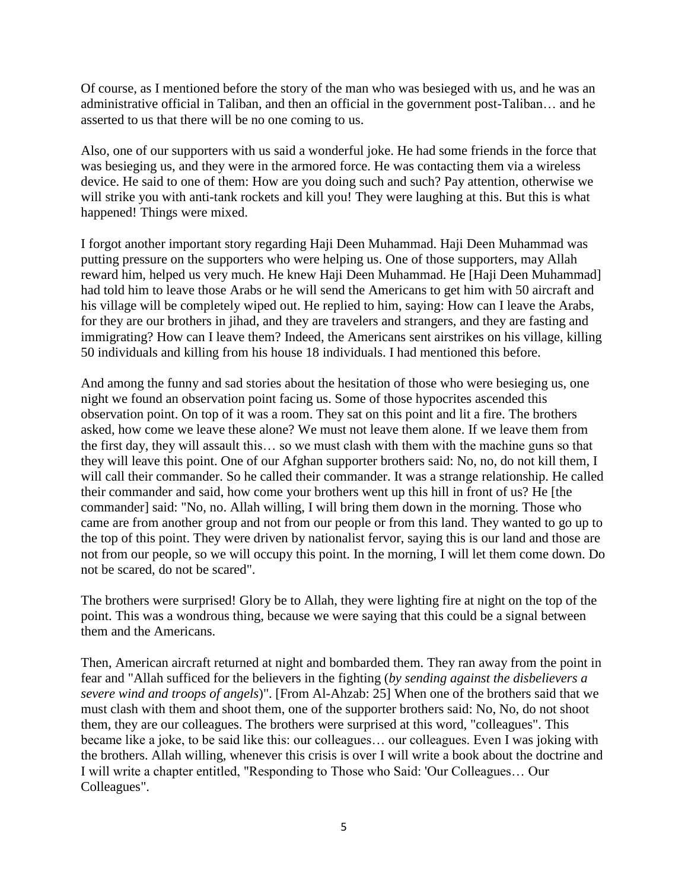Of course, as I mentioned before the story of the man who was besieged with us, and he was an administrative official in Taliban, and then an official in the government post-Taliban… and he asserted to us that there will be no one coming to us.

Also, one of our supporters with us said a wonderful joke. He had some friends in the force that was besieging us, and they were in the armored force. He was contacting them via a wireless device. He said to one of them: How are you doing such and such? Pay attention, otherwise we will strike you with anti-tank rockets and kill you! They were laughing at this. But this is what happened! Things were mixed.

I forgot another important story regarding Haji Deen Muhammad. Haji Deen Muhammad was putting pressure on the supporters who were helping us. One of those supporters, may Allah reward him, helped us very much. He knew Haji Deen Muhammad. He [Haji Deen Muhammad] had told him to leave those Arabs or he will send the Americans to get him with 50 aircraft and his village will be completely wiped out. He replied to him, saying: How can I leave the Arabs, for they are our brothers in jihad, and they are travelers and strangers, and they are fasting and immigrating? How can I leave them? Indeed, the Americans sent airstrikes on his village, killing 50 individuals and killing from his house 18 individuals. I had mentioned this before.

And among the funny and sad stories about the hesitation of those who were besieging us, one night we found an observation point facing us. Some of those hypocrites ascended this observation point. On top of it was a room. They sat on this point and lit a fire. The brothers asked, how come we leave these alone? We must not leave them alone. If we leave them from the first day, they will assault this… so we must clash with them with the machine guns so that they will leave this point. One of our Afghan supporter brothers said: No, no, do not kill them, I will call their commander. So he called their commander. It was a strange relationship. He called their commander and said, how come your brothers went up this hill in front of us? He [the commander] said: "No, no. Allah willing, I will bring them down in the morning. Those who came are from another group and not from our people or from this land. They wanted to go up to the top of this point. They were driven by nationalist fervor, saying this is our land and those are not from our people, so we will occupy this point. In the morning, I will let them come down. Do not be scared, do not be scared".

The brothers were surprised! Glory be to Allah, they were lighting fire at night on the top of the point. This was a wondrous thing, because we were saying that this could be a signal between them and the Americans.

Then, American aircraft returned at night and bombarded them. They ran away from the point in fear and "Allah sufficed for the believers in the fighting (*by sending against the disbelievers a severe wind and troops of angels*)". [From Al-Ahzab: 25] When one of the brothers said that we must clash with them and shoot them, one of the supporter brothers said: No, No, do not shoot them, they are our colleagues. The brothers were surprised at this word, "colleagues". This became like a joke, to be said like this: our colleagues… our colleagues. Even I was joking with the brothers. Allah willing, whenever this crisis is over I will write a book about the doctrine and I will write a chapter entitled, "Responding to Those who Said: 'Our Colleagues… Our Colleagues".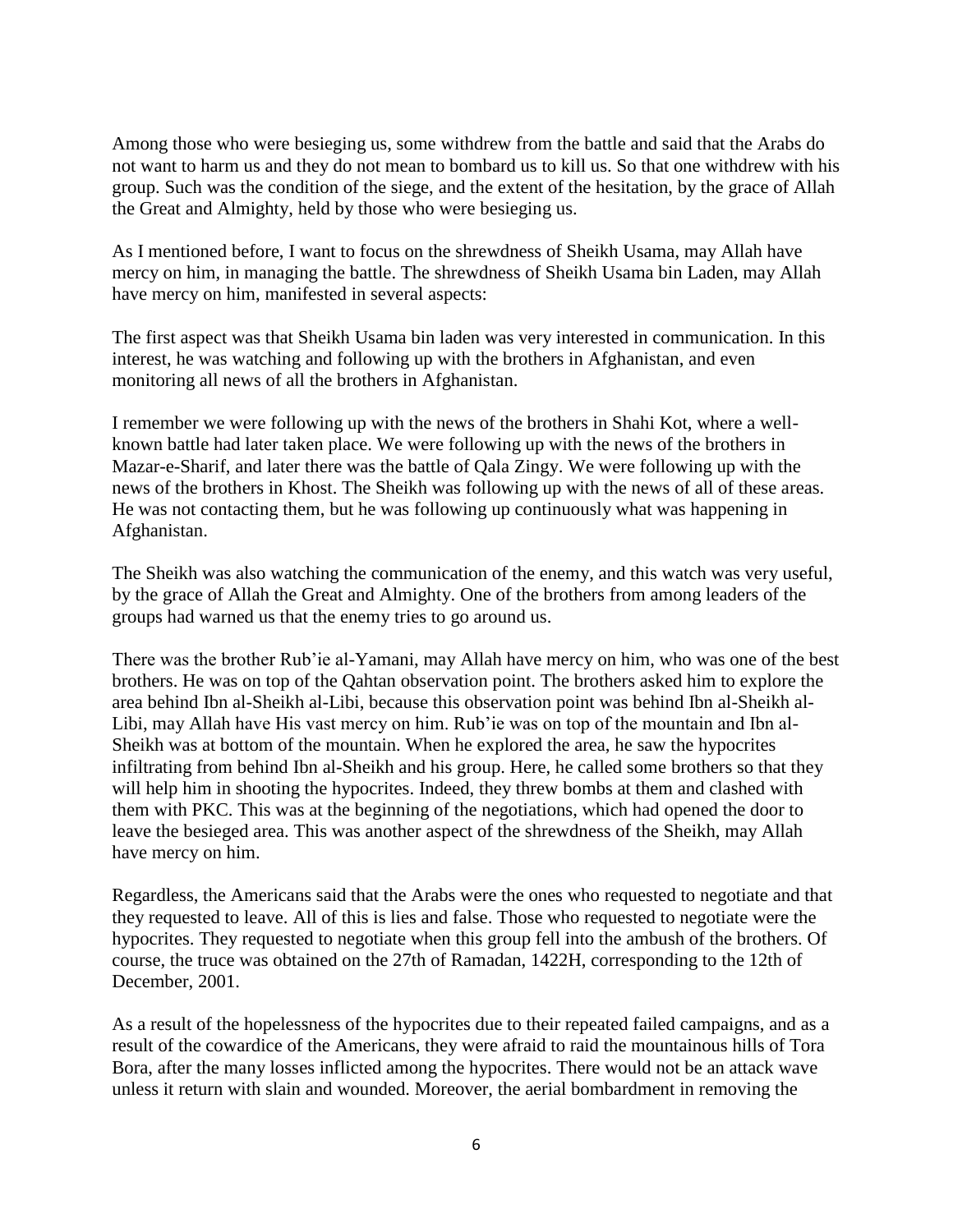Among those who were besieging us, some withdrew from the battle and said that the Arabs do not want to harm us and they do not mean to bombard us to kill us. So that one withdrew with his group. Such was the condition of the siege, and the extent of the hesitation, by the grace of Allah the Great and Almighty, held by those who were besieging us.

As I mentioned before, I want to focus on the shrewdness of Sheikh Usama, may Allah have mercy on him, in managing the battle. The shrewdness of Sheikh Usama bin Laden, may Allah have mercy on him, manifested in several aspects:

The first aspect was that Sheikh Usama bin laden was very interested in communication. In this interest, he was watching and following up with the brothers in Afghanistan, and even monitoring all news of all the brothers in Afghanistan.

I remember we were following up with the news of the brothers in Shahi Kot, where a well-known battle had later taken place. We were following up with the news of the brothers in Mazar-e-Sharif, and later there was the battle of Qala Zingy. We were following up with the news of the brothers in Khost. The Sheikh was following up with the news of all of these areas. He was not contacting them, but he was following up continuously what was happening in Afghanistan.

The Sheikh was also watching the communication of the enemy, and this watch was very useful, by the grace of Allah the Great and Almighty. One of the brothers from among leaders of the groups had warned us that the enemy tries to go around us.

There was the brother Rub'ie al-Yamani, may Allah have mercy on him, who was one of the best brothers. He was on top of the Qahtan observation point. The brothers asked him to explore the area behind Ibn al-Sheikh al-Libi, because this observation point was behind Ibn al-Sheikh al-Libi, may Allah have His vast mercy on him. Rub'ie was on top of the mountain and Ibn al-Sheikh was at bottom of the mountain. When he explored the area, he saw the hypocrites infiltrating from behind Ibn al-Sheikh and his group. Here, he called some brothers so that they will help him in shooting the hypocrites. Indeed, they threw bombs at them and clashed with them with PKC. This was at the beginning of the negotiations, which had opened the door to leave the besieged area. This was another aspect of the shrewdness of the Sheikh, may Allah have mercy on him.

Regardless, the Americans said that the Arabs were the ones who requested to negotiate and that they requested to leave. All of this is lies and false. Those who requested to negotiate were the hypocrites. They requested to negotiate when this group fell into the ambush of the brothers. Of course, the truce was obtained on the 27th of Ramadan, 1422H, corresponding to the 12th of December, 2001.

As a result of the hopelessness of the hypocrites due to their repeated failed campaigns, and as a result of the cowardice of the Americans, they were afraid to raid the mountainous hills of Tora Bora, after the many losses inflicted among the hypocrites. There would not be an attack wave unless it return with slain and wounded. Moreover, the aerial bombardment in removing the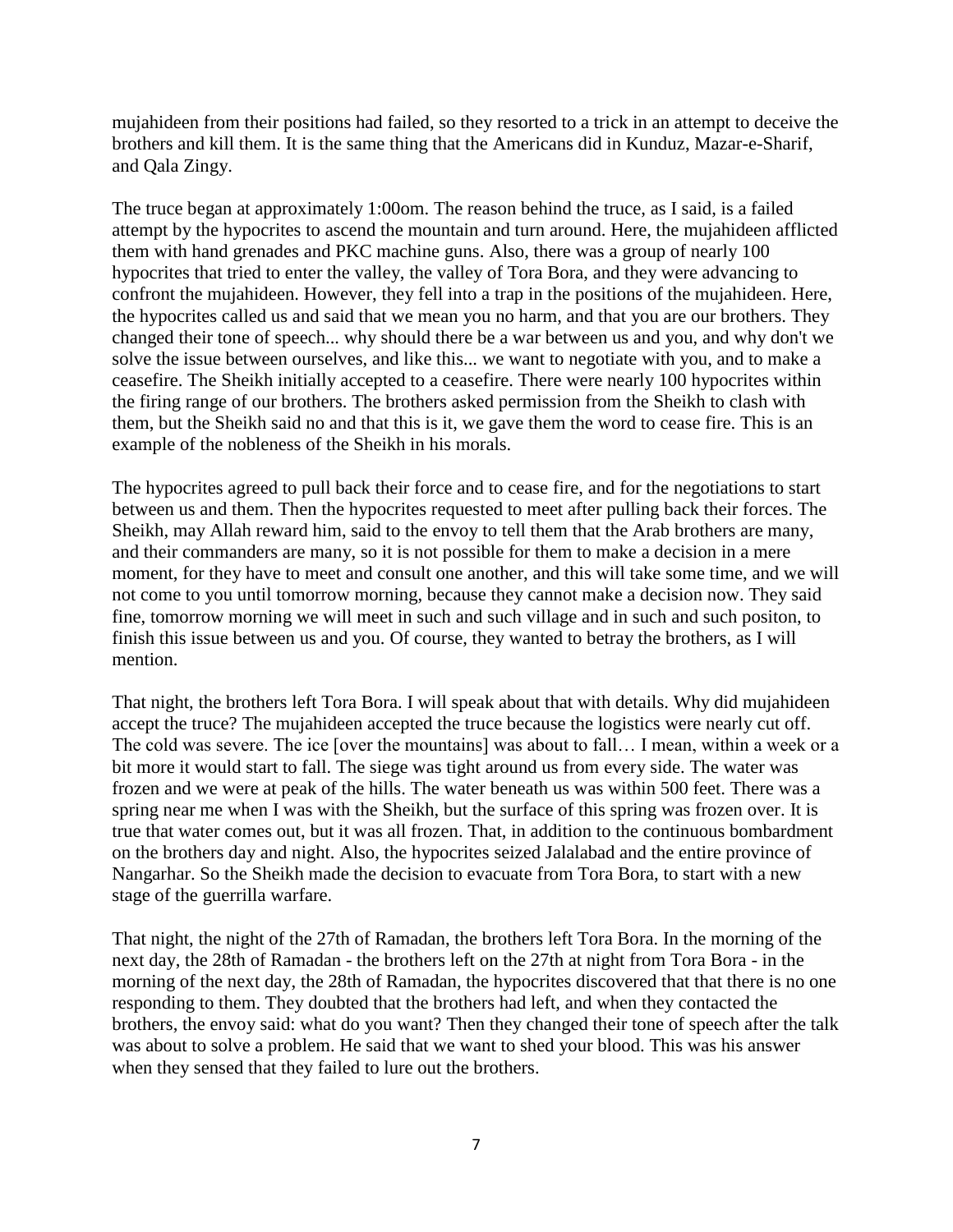mujahideen from their positions had failed, so they resorted to a trick in an attempt to deceive the brothers and kill them. It is the same thing that the Americans did in Kunduz, Mazar-e-Sharif, and Qala Zingy.

The truce began at approximately 1:00om. The reason behind the truce, as I said, is a failed attempt by the hypocrites to ascend the mountain and turn around. Here, the mujahideen afflicted them with hand grenades and PKC machine guns. Also, there was a group of nearly 100 hypocrites that tried to enter the valley, the valley of Tora Bora, and they were advancing to confront the mujahideen. However, they fell into a trap in the positions of the mujahideen. Here, the hypocrites called us and said that we mean you no harm, and that you are our brothers. They changed their tone of speech... why should there be a war between us and you, and why don't we solve the issue between ourselves, and like this... we want to negotiate with you, and to make a ceasefire. The Sheikh initially accepted to a ceasefire. There were nearly 100 hypocrites within the firing range of our brothers. The brothers asked permission from the Sheikh to clash with them, but the Sheikh said no and that this is it, we gave them the word to cease fire. This is an example of the nobleness of the Sheikh in his morals.

The hypocrites agreed to pull back their force and to cease fire, and for the negotiations to start between us and them. Then the hypocrites requested to meet after pulling back their forces. The Sheikh, may Allah reward him, said to the envoy to tell them that the Arab brothers are many, and their commanders are many, so it is not possible for them to make a decision in a mere moment, for they have to meet and consult one another, and this will take some time, and we will not come to you until tomorrow morning, because they cannot make a decision now. They said fine, tomorrow morning we will meet in such and such village and in such and such positon, to finish this issue between us and you. Of course, they wanted to betray the brothers, as I will mention.

That night, the brothers left Tora Bora. I will speak about that with details. Why did mujahideen accept the truce? The mujahideen accepted the truce because the logistics were nearly cut off. The cold was severe. The ice [over the mountains] was about to fall… I mean, within a week or a bit more it would start to fall. The siege was tight around us from every side. The water was frozen and we were at peak of the hills. The water beneath us was within 500 feet. There was a spring near me when I was with the Sheikh, but the surface of this spring was frozen over. It is true that water comes out, but it was all frozen. That, in addition to the continuous bombardment on the brothers day and night. Also, the hypocrites seized Jalalabad and the entire province of Nangarhar. So the Sheikh made the decision to evacuate from Tora Bora, to start with a new stage of the guerrilla warfare.

That night, the night of the 27th of Ramadan, the brothers left Tora Bora. In the morning of the next day, the 28th of Ramadan - the brothers left on the 27th at night from Tora Bora - in the morning of the next day, the 28th of Ramadan, the hypocrites discovered that that there is no one responding to them. They doubted that the brothers had left, and when they contacted the brothers, the envoy said: what do you want? Then they changed their tone of speech after the talk was about to solve a problem. He said that we want to shed your blood. This was his answer when they sensed that they failed to lure out the brothers.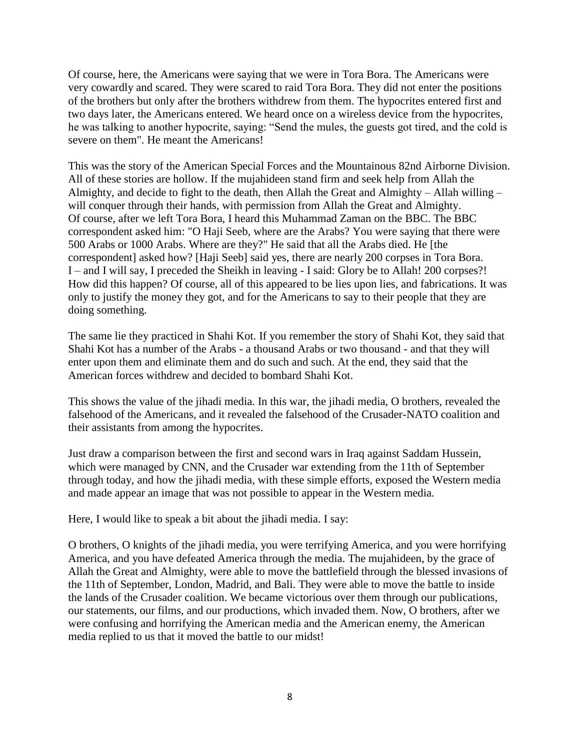Of course, here, the Americans were saying that we were in Tora Bora. The Americans were very cowardly and scared. They were scared to raid Tora Bora. They did not enter the positions of the brothers but only after the brothers withdrew from them. The hypocrites entered first and two days later, the Americans entered. We heard once on a wireless device from the hypocrites, he was talking to another hypocrite, saying: "Send the mules, the guests got tired, and the cold is severe on them". He meant the Americans!

This was the story of the American Special Forces and the Mountainous 82nd Airborne Division. All of these stories are hollow. If the mujahideen stand firm and seek help from Allah the Almighty, and decide to fight to the death, then Allah the Great and Almighty – Allah willing – will conquer through their hands, with permission from Allah the Great and Almighty.
Of course, after we left Tora Bora, I heard this Muhammad Zaman on the BBC. The BBC correspondent asked him: "O Haji Seeb, where are the Arabs? You were saying that there were 500 Arabs or 1000 Arabs. Where are they?" He said that all the Arabs died. He [the correspondent] asked how? [Haji Seeb] said yes, there are nearly 200 corpses in Tora Bora. I – and I will say, I preceded the Sheikh in leaving - I said: Glory be to Allah! 200 corpses?! How did this happen? Of course, all of this appeared to be lies upon lies, and fabrications. It was only to justify the money they got, and for the Americans to say to their people that they are doing something.

The same lie they practiced in Shahi Kot. If you remember the story of Shahi Kot, they said that Shahi Kot has a number of the Arabs - a thousand Arabs or two thousand - and that they will enter upon them and eliminate them and do such and such. At the end, they said that the American forces withdrew and decided to bombard Shahi Kot.

This shows the value of the jihadi media. In this war, the jihadi media, O brothers, revealed the falsehood of the Americans, and it revealed the falsehood of the Crusader-NATO coalition and their assistants from among the hypocrites.

Just draw a comparison between the first and second wars in Iraq against Saddam Hussein, which were managed by CNN, and the Crusader war extending from the 11th of September through today, and how the jihadi media, with these simple efforts, exposed the Western media and made appear an image that was not possible to appear in the Western media.

Here, I would like to speak a bit about the jihadi media. I say:

O brothers, O knights of the jihadi media, you were terrifying America, and you were horrifying America, and you have defeated America through the media. The mujahideen, by the grace of Allah the Great and Almighty, were able to move the battlefield through the blessed invasions of the 11th of September, London, Madrid, and Bali. They were able to move the battle to inside the lands of the Crusader coalition. We became victorious over them through our publications, our statements, our films, and our productions, which invaded them. Now, O brothers, after we were confusing and horrifying the American media and the American enemy, the American media replied to us that it moved the battle to our midst!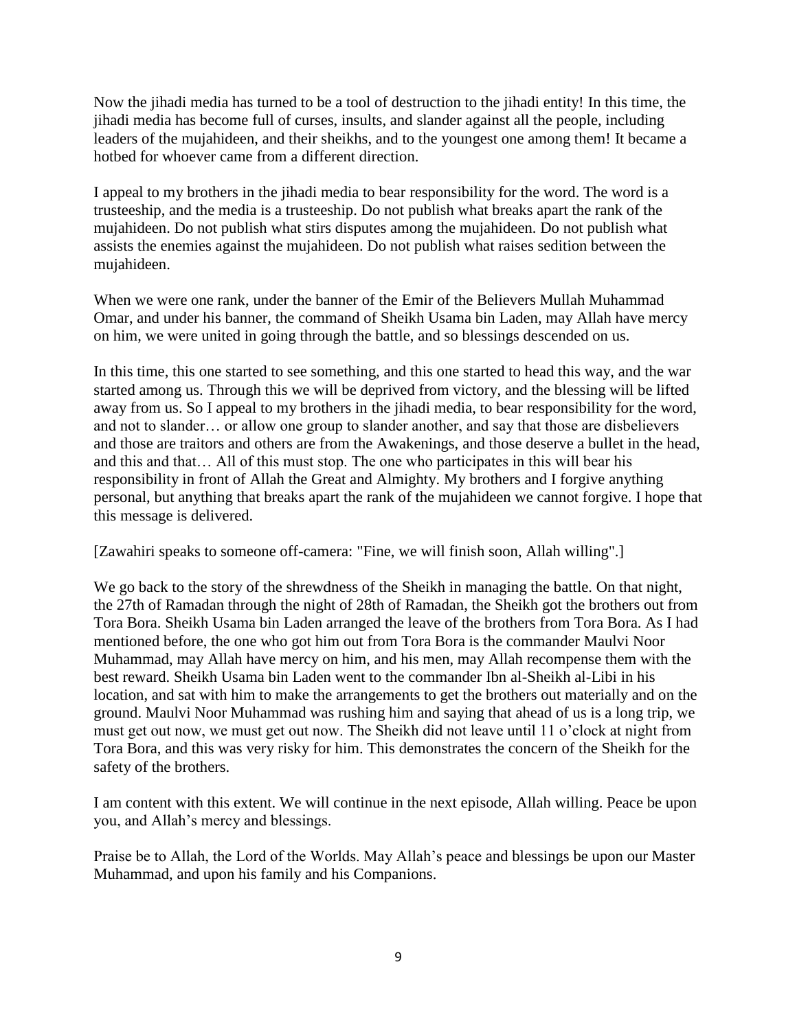Now the jihadi media has turned to be a tool of destruction to the jihadi entity! In this time, the jihadi media has become full of curses, insults, and slander against all the people, including leaders of the mujahideen, and their sheikhs, and to the youngest one among them! It became a hotbed for whoever came from a different direction.

I appeal to my brothers in the jihadi media to bear responsibility for the word. The word is a trusteeship, and the media is a trusteeship. Do not publish what breaks apart the rank of the mujahideen. Do not publish what stirs disputes among the mujahideen. Do not publish what assists the enemies against the mujahideen. Do not publish what raises sedition between the mujahideen.

When we were one rank, under the banner of the Emir of the Believers Mullah Muhammad Omar, and under his banner, the command of Sheikh Usama bin Laden, may Allah have mercy on him, we were united in going through the battle, and so blessings descended on us.

In this time, this one started to see something, and this one started to head this way, and the war started among us. Through this we will be deprived from victory, and the blessing will be lifted away from us. So I appeal to my brothers in the jihadi media, to bear responsibility for the word, and not to slander… or allow one group to slander another, and say that those are disbelievers and those are traitors and others are from the Awakenings, and those deserve a bullet in the head, and this and that… All of this must stop. The one who participates in this will bear his responsibility in front of Allah the Great and Almighty. My brothers and I forgive anything personal, but anything that breaks apart the rank of the mujahideen we cannot forgive. I hope that this message is delivered.

[Zawahiri speaks to someone off-camera: "Fine, we will finish soon, Allah willing".]

We go back to the story of the shrewdness of the Sheikh in managing the battle. On that night, the 27th of Ramadan through the night of 28th of Ramadan, the Sheikh got the brothers out from Tora Bora. Sheikh Usama bin Laden arranged the leave of the brothers from Tora Bora. As I had mentioned before, the one who got him out from Tora Bora is the commander Maulvi Noor Muhammad, may Allah have mercy on him, and his men, may Allah recompense them with the best reward. Sheikh Usama bin Laden went to the commander Ibn al-Sheikh al-Libi in his location, and sat with him to make the arrangements to get the brothers out materially and on the ground. Maulvi Noor Muhammad was rushing him and saying that ahead of us is a long trip, we must get out now, we must get out now. The Sheikh did not leave until 11 o'clock at night from Tora Bora, and this was very risky for him. This demonstrates the concern of the Sheikh for the safety of the brothers.

I am content with this extent. We will continue in the next episode, Allah willing. Peace be upon you, and Allah's mercy and blessings.

Praise be to Allah, the Lord of the Worlds. May Allah's peace and blessings be upon our Master Muhammad, and upon his family and his Companions.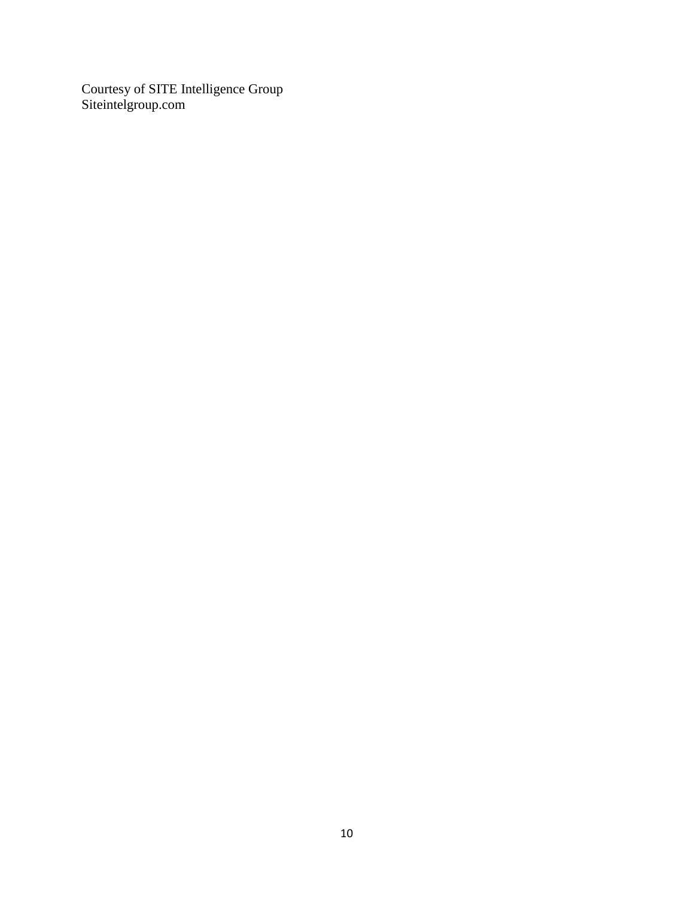Courtesy of SITE Intelligence Group
Siteintelgroup.com